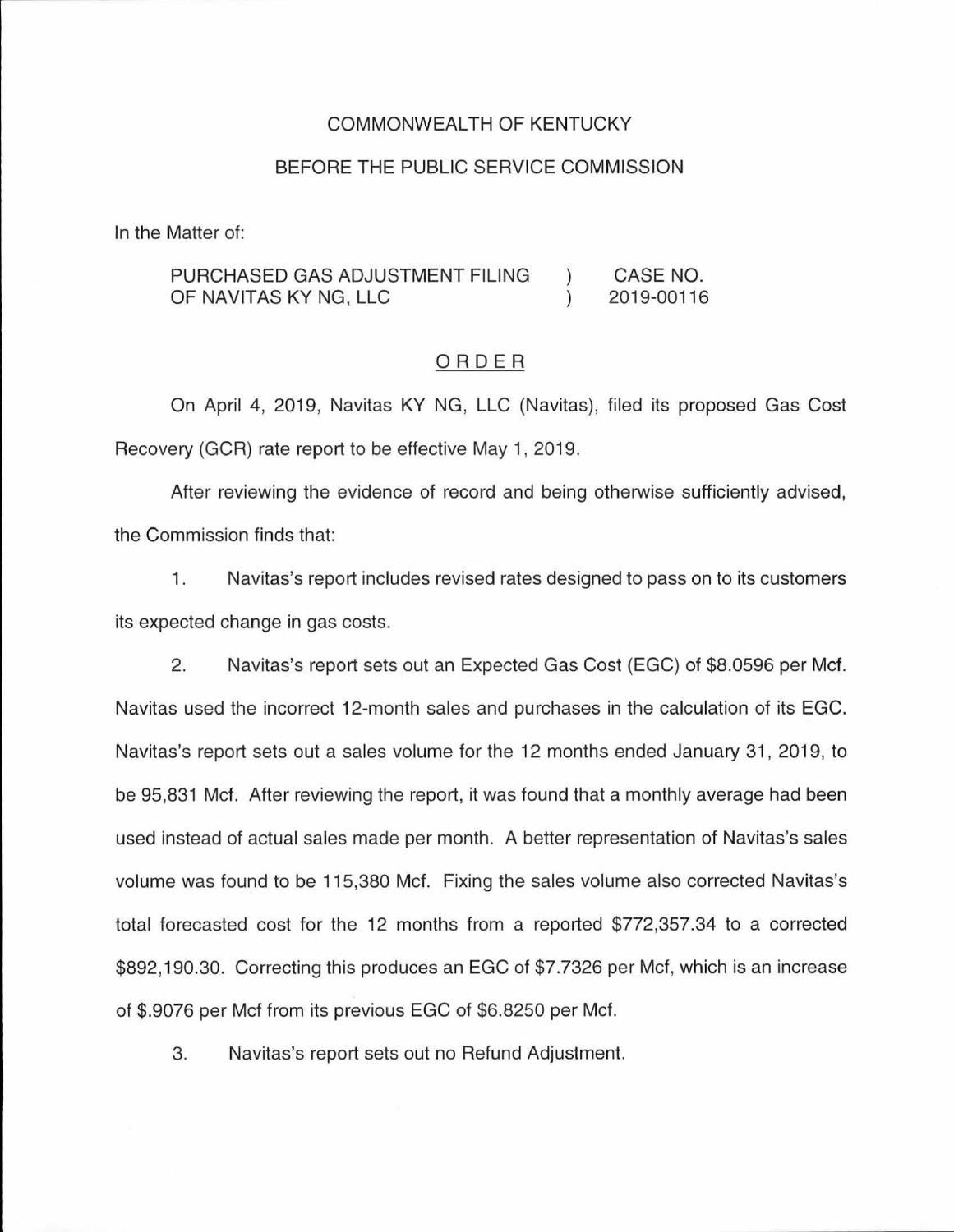COMMONWEALTH OF KENTUCKY

BEFORE THE PUBLIC SERVICE COMMISSION

In the Matter of:

| | | |
|---|---|---|
| PURCHASED GAS ADJUSTMENT FILING OF NAVITAS KY NG, LLC | ) ) | CASE NO. 2019-00116 |

ORDER

On April 4, 2019, Navitas KY NG, LLC (Navitas), filed its proposed Gas Cost Recovery (GCR) rate report to be effective May 1, 2019.

After reviewing the evidence of record and being otherwise sufficiently advised, the Commission finds that:

1. Navitas's report includes revised rates designed to pass on to its customers its expected change in gas costs.

2. Navitas's report sets out an Expected Gas Cost (EGC) of $8.0596 per Mcf. Navitas used the incorrect 12-month sales and purchases in the calculation of its EGC. Navitas's report sets out a sales volume for the 12 months ended January 31, 2019, to be 95,831 Mcf. After reviewing the report, it was found that a monthly average had been used instead of actual sales made per month. A better representation of Navitas's sales volume was found to be 115,380 Mcf. Fixing the sales volume also corrected Navitas's total forecasted cost for the 12 months from a reported $772,357.34 to a corrected $892,190.30. Correcting this produces an EGC of $7.7326 per Mcf, which is an increase of $.9076 per Mcf from its previous EGC of $6.8250 per Mcf.

3. Navitas's report sets out no Refund Adjustment.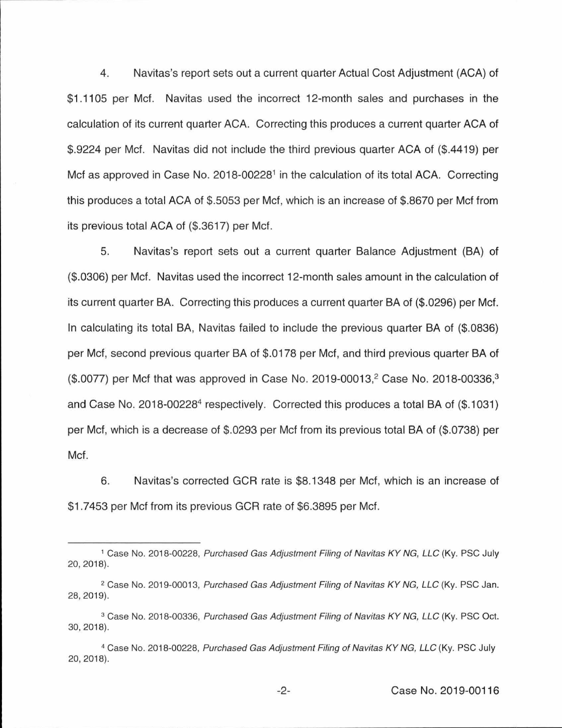4. Navitas's report sets out a current quarter Actual Cost Adjustment (ACA) of $1.1105 per Mcf. Navitas used the incorrect 12-month sales and purchases in the calculation of its current quarter ACA. Correcting this produces a current quarter ACA of $.9224 per Mcf. Navitas did not include the third previous quarter ACA of ($.4419) per Mcf as approved in Case No. 2018-00228[1] in the calculation of its total ACA. Correcting this produces a total ACA of $.5053 per Mcf, which is an increase of $.8670 per Mcf from its previous total ACA of ($.3617) per Mcf.

5. Navitas's report sets out a current quarter Balance Adjustment (BA) of ($.0306) per Mcf. Navitas used the incorrect 12-month sales amount in the calculation of its current quarter BA. Correcting this produces a current quarter BA of ($.0296) per Mcf. In calculating its total BA, Navitas failed to include the previous quarter BA of ($.0836) per Mcf, second previous quarter BA of $.0178 per Mcf, and third previous quarter BA of ($.0077) per Mcf that was approved in Case No. 2019-00013,[2] Case No. 2018-00336,[3] and Case No. 2018-00228[4] respectively. Corrected this produces a total BA of ($.1031) per Mcf, which is a decrease of $.0293 per Mcf from its previous total BA of ($.0738) per Mcf.

6. Navitas's corrected GCR rate is $8.1348 per Mcf, which is an increase of $1.7453 per Mcf from its previous GCR rate of $6.3895 per Mcf.

[1] Case No. 2018-00228, *Purchased Gas Adjustment Filing of Navitas KY NG, LLC* (Ky. PSC July 20, 2018).

[2] Case No. 2019-00013, *Purchased Gas Adjustment Filing of Navitas KY NG, LLC* (Ky. PSC Jan. 28, 2019).

[3] Case No. 2018-00336, *Purchased Gas Adjustment Filing of Navitas KY NG, LLC* (Ky. PSC Oct. 30, 2018).

[4] Case No. 2018-00228, *Purchased Gas Adjustment Filing of Navitas KY NG, LLC* (Ky. PSC July 20, 2018).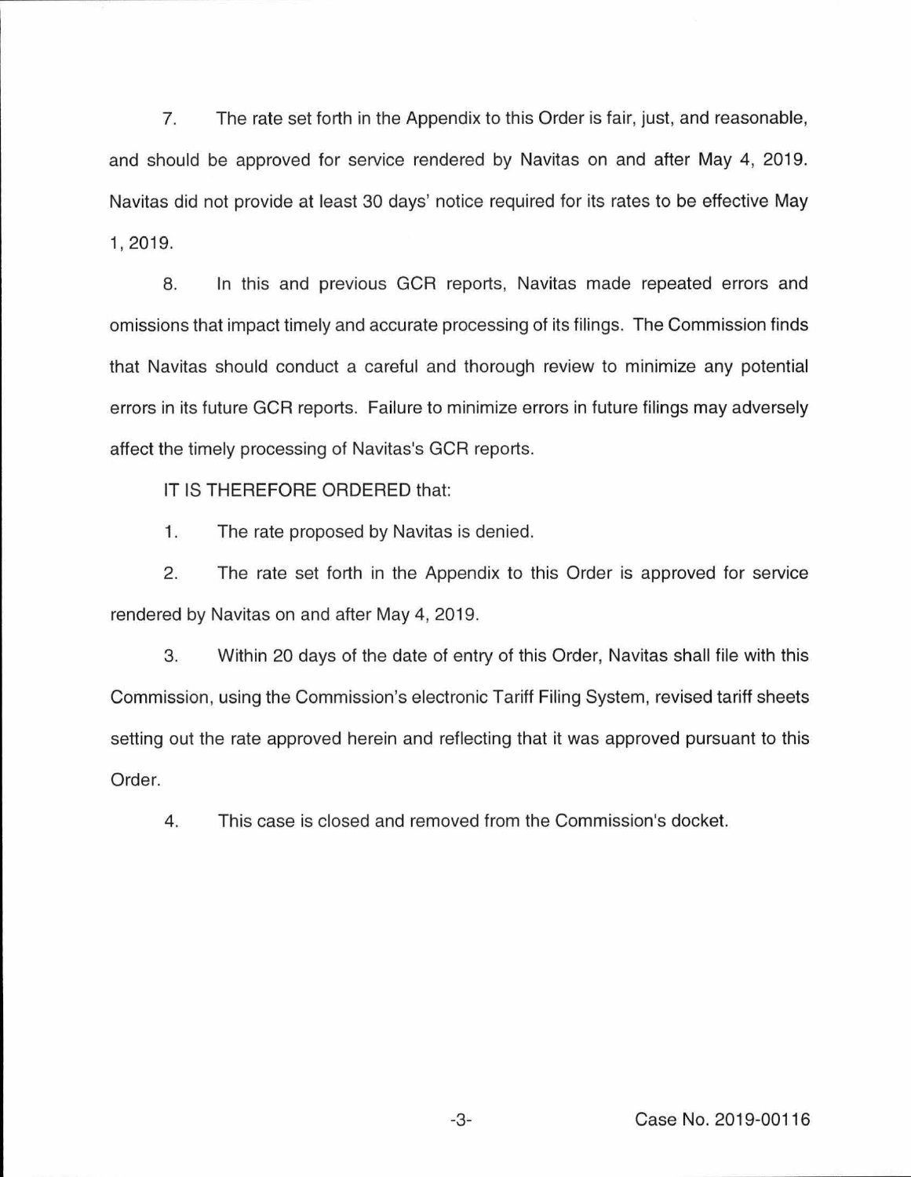7. The rate set forth in the Appendix to this Order is fair, just, and reasonable, and should be approved for service rendered by Navitas on and after May 4, 2019. Navitas did not provide at least 30 days' notice required for its rates to be effective May 1, 2019.

8. In this and previous GCR reports, Navitas made repeated errors and omissions that impact timely and accurate processing of its filings. The Commission finds that Navitas should conduct a careful and thorough review to minimize any potential errors in its future GCR reports. Failure to minimize errors in future filings may adversely affect the timely processing of Navitas's GCR reports.

IT IS THEREFORE ORDERED that:

1. The rate proposed by Navitas is denied.

2. The rate set forth in the Appendix to this Order is approved for service rendered by Navitas on and after May 4, 2019.

3. Within 20 days of the date of entry of this Order, Navitas shall file with this Commission, using the Commission's electronic Tariff Filing System, revised tariff sheets setting out the rate approved herein and reflecting that it was approved pursuant to this Order.

4. This case is closed and removed from the Commission's docket.

Case No. 2019-00116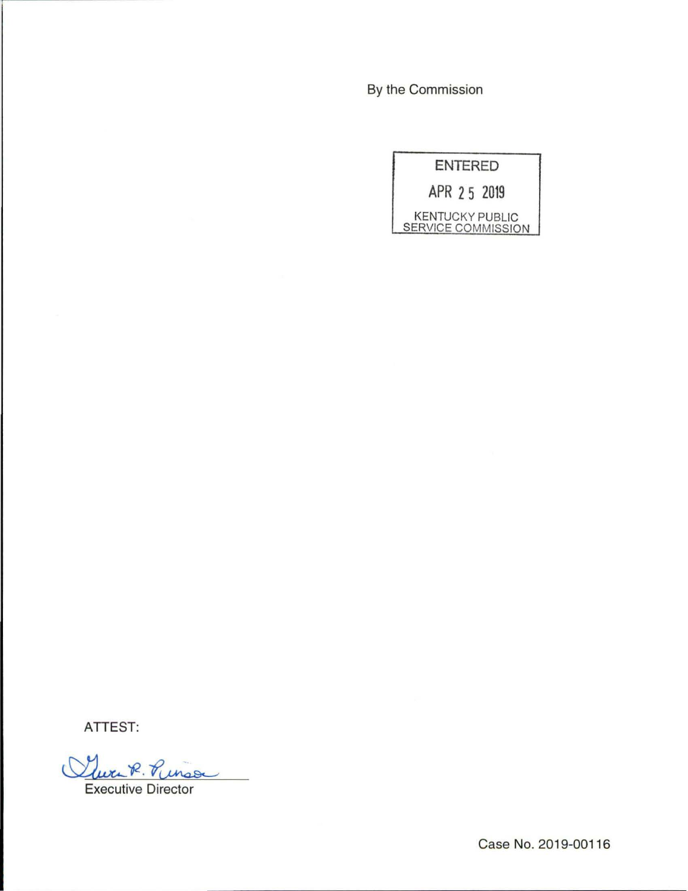By the Commission

ENTERED

APR 25 2019

KENTUCKY PUBLIC SERVICE COMMISSION

ATTEST:

Executive Director

Case No. 2019-00116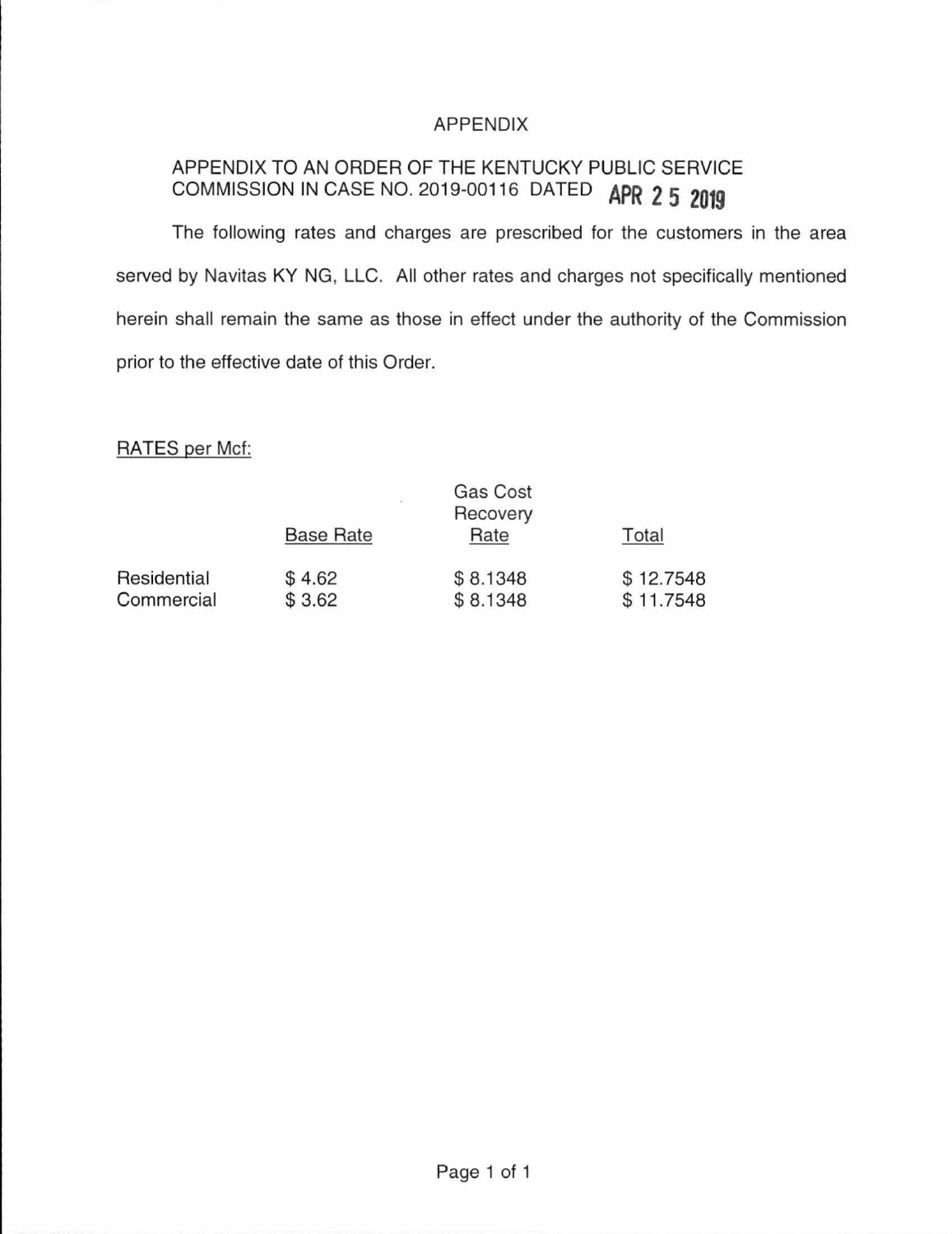# APPENDIX

APPENDIX TO AN ORDER OF THE KENTUCKY PUBLIC SERVICE COMMISSION IN CASE NO. 2019-00116 DATED APR 25 2019

The following rates and charges are prescribed for the customers in the area served by Navitas KY NG, LLC. All other rates and charges not specifically mentioned herein shall remain the same as those in effect under the authority of the Commission prior to the effective date of this Order.

RATES per Mcf:

| | Base Rate | Gas Cost Recovery Rate | Total |
|---|---|---|---|
| Residential | $ 4.62 | $ 8.1348 | $ 12.7548 |
| Commercial | $ 3.62 | $ 8.1348 | $ 11.7548 |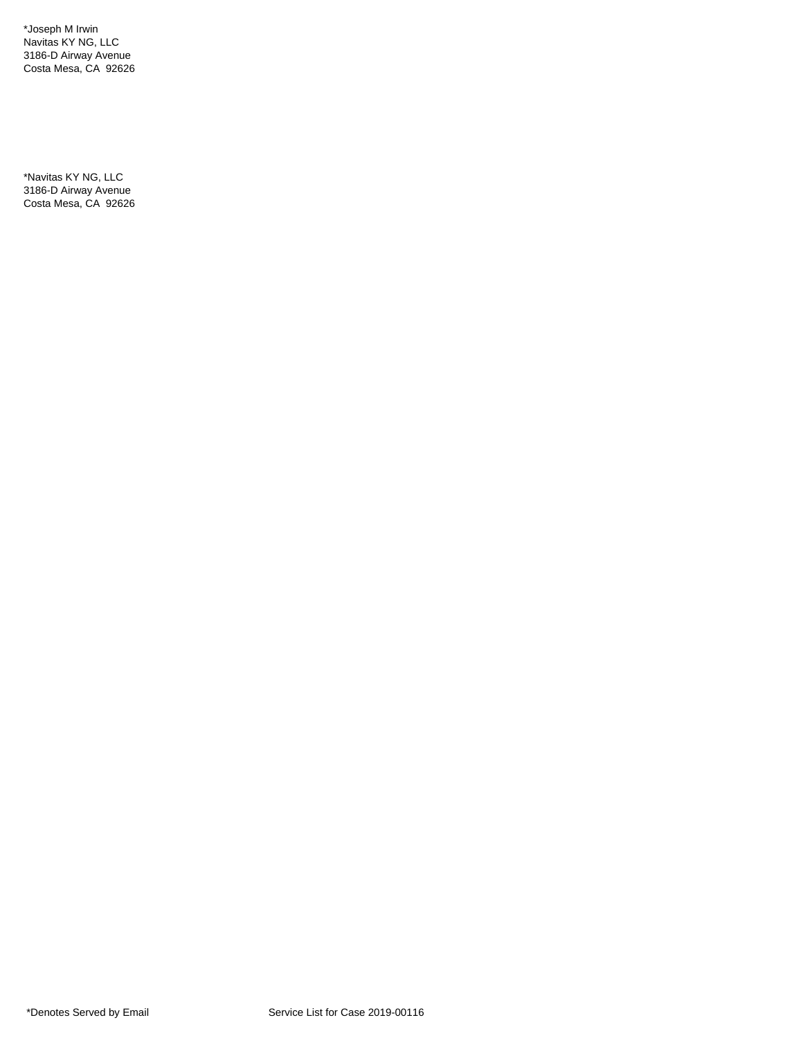*Joseph M Irwin
Navitas KY NG, LLC
3186-D Airway Avenue
Costa Mesa, CA  92626

*Navitas KY NG, LLC
3186-D Airway Avenue
Costa Mesa, CA  92626